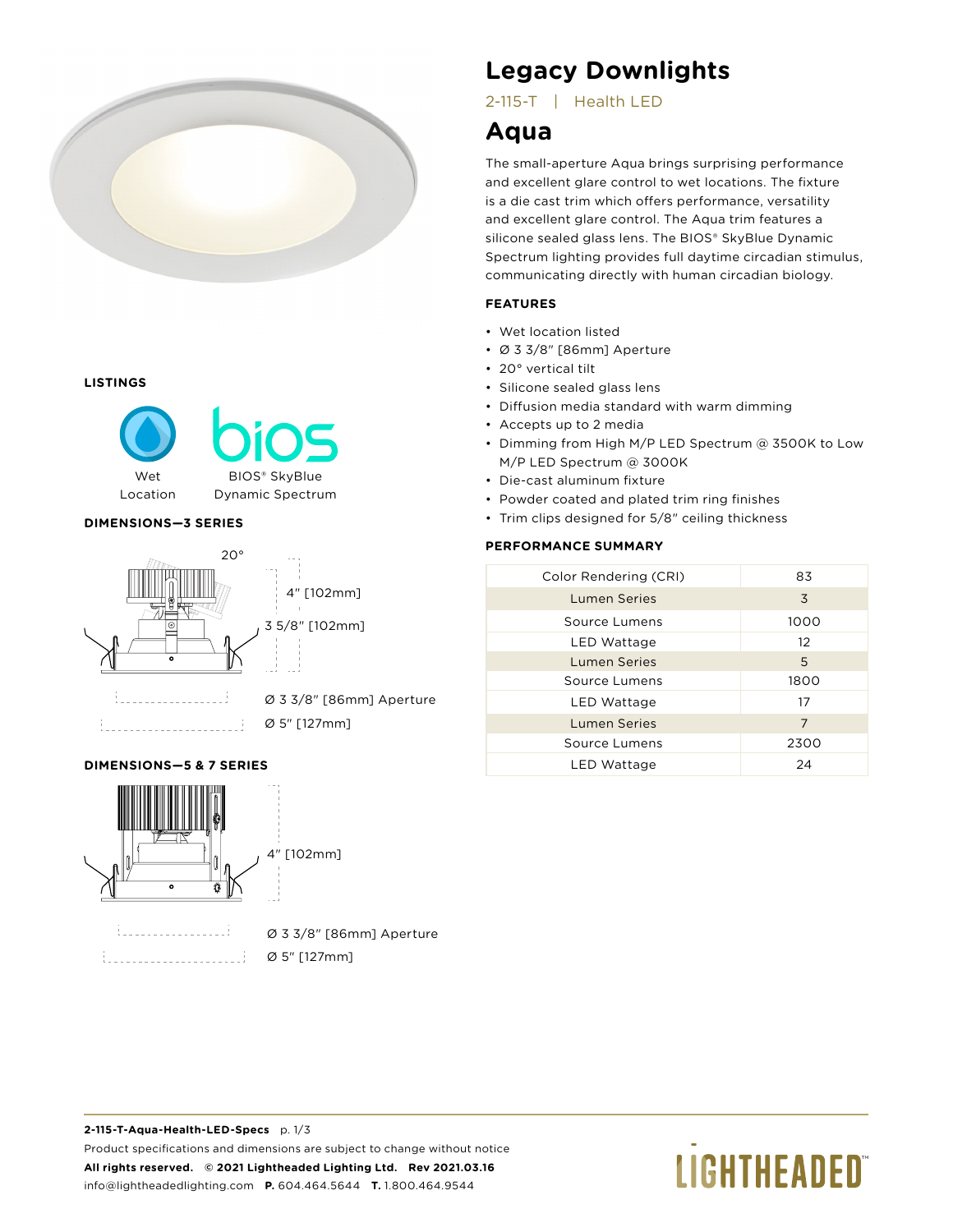# Legacy Downlights

2-115-T | Health LED

## Aqua

The small-aperture Aqua brings surprising performance and excellent glare control to wet locations. The fixture is a die cast trim which offers performance, versatility and excellent glare control. The Aqua trim features a silicone sealed glass lens. The BIOS® SkyBlue Dynamic Spectrum lighting provides full daytime circadian stimulus, communicating directly with human circadian biology.

### FEATURES

- Wet location listed
- Ø 3 3/8" [86mm] Aperture
- 20° vertical tilt
- Silicone sealed glass lens
- Diffusion media standard with warm dimming
- Accepts up to 2 media
- Dimming from High M/P LED Spectrum @ 3500K to Low M/P LED Spectrum @ 3000K
- Die-cast aluminum fixture
- Powder coated and plated trim ring finishes
- Trim clips designed for 5/8" ceiling thickness

### PERFORMANCE SUMMARY

| Color Rendering (CRI) | 83 |
|---|---|
| Lumen Series | 3 |
| Source Lumens | 1000 |
| LED Wattage | 12 |
| Lumen Series | 5 |
| Source Lumens | 1800 |
| LED Wattage | 17 |
| Lumen Series | 7 |
| Source Lumens | 2300 |
| LED Wattage | 24 |

### LISTINGS

Wet Location

BIOS® SkyBlue Dynamic Spectrum

### DIMENSIONS—3 SERIES

20°

4" [102mm]

3 5/8" [102mm]

Ø 3 3/8" [86mm] Aperture

Ø 5" [127mm]

### DIMENSIONS—5 & 7 SERIES

4" [102mm]

Ø 3 3/8" [86mm] Aperture

Ø 5" [127mm]

**2-115-T-Aqua-Health-LED-Specs** p. 1/3

Product specifications and dimensions are subject to change without notice

**All rights reserved. © 2021 Lightheaded Lighting Ltd. Rev 2021.03.16**

info@lightheadedlighting.com **P.** 604.464.5644 **T.** 1.800.464.9544

LIGHTHEADED™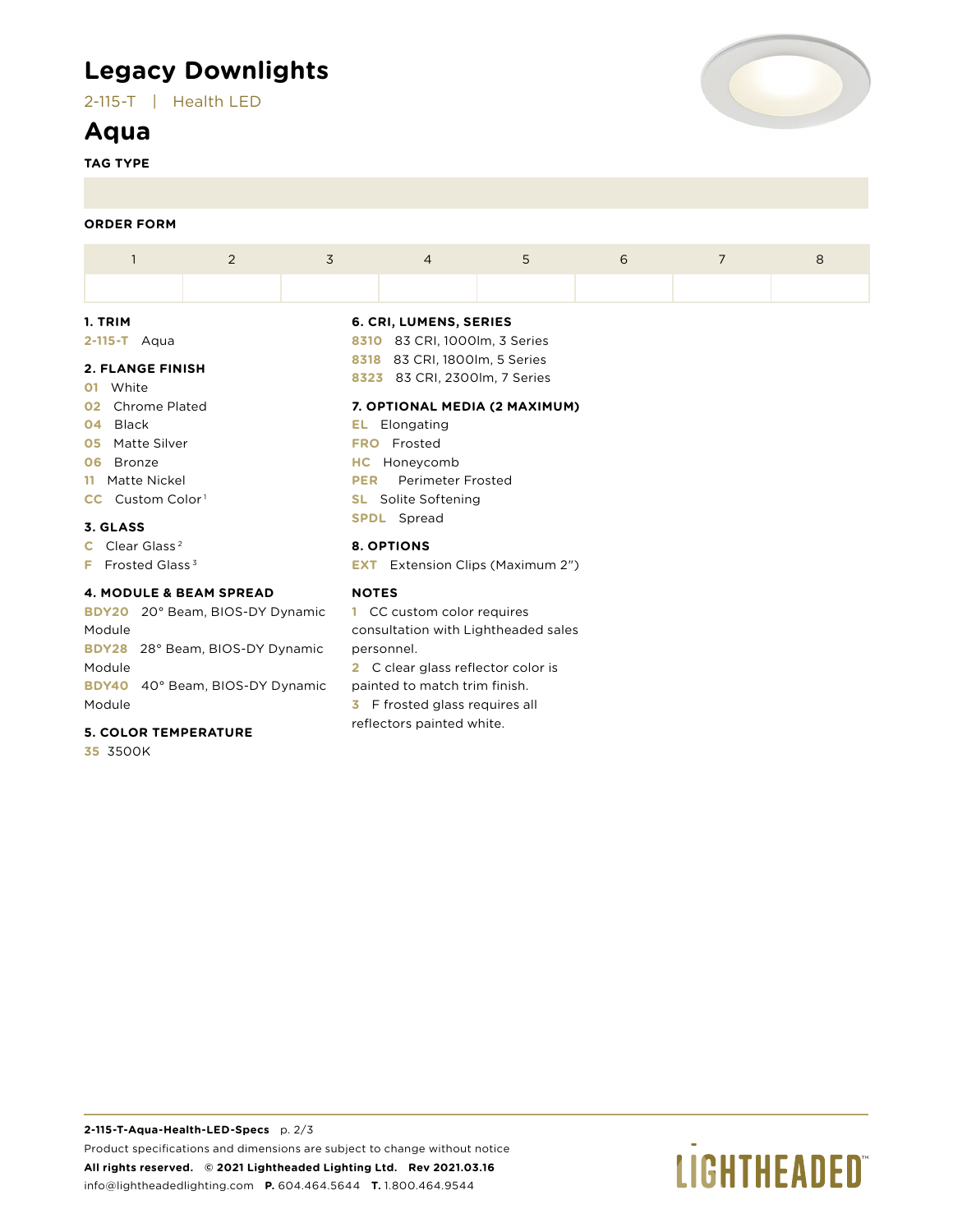# Legacy Downlights

2-115-T | Health LED

## Aqua

**TAG TYPE**

**ORDER FORM**

| 1 | 2 | 3 | 4 | 5 | 6 | 7 | 8 |
|---|---|---|---|---|---|---|---|
| | | | | | | | |

### 1. TRIM

**2-115-T** Aqua

### 2. FLANGE FINISH

- **01** White
- **02** Chrome Plated
- **04** Black
- **05** Matte Silver
- **06** Bronze
- **11** Matte Nickel
- **CC** Custom Color [1]

### 3. GLASS

- **C** Clear Glass [2]
- **F** Frosted Glass [3]

### 4. MODULE & BEAM SPREAD

- **BDY20** 20° Beam, BIOS-DY Dynamic Module
- **BDY28** 28° Beam, BIOS-DY Dynamic Module
- **BDY40** 40° Beam, BIOS-DY Dynamic Module

### 5. COLOR TEMPERATURE

**35** 3500K

### 6. CRI, LUMENS, SERIES

- **8310** 83 CRI, 1000lm, 3 Series
- **8318** 83 CRI, 1800lm, 5 Series
- **8323** 83 CRI, 2300lm, 7 Series

### 7. OPTIONAL MEDIA (2 MAXIMUM)

- **EL** Elongating
- **FRO** Frosted
- **HC** Honeycomb
- **PER** Perimeter Frosted
- **SL** Solite Softening
- **SPDL** Spread

### 8. OPTIONS

**EXT** Extension Clips (Maximum 2")

### NOTES

1. CC custom color requires consultation with Lightheaded sales personnel.
2. C clear glass reflector color is painted to match trim finish.
3. F frosted glass requires all reflectors painted white.

**2-115-T-Aqua-Health-LED-Specs**

Product specifications and dimensions are subject to change without notice

**All rights reserved. © 2021 Lightheaded Lighting Ltd. Rev 2021.03.16**

info@lightheadedlighting.com **P.** 604.464.5644 **T.** 1.800.464.9544

LIGHTHEADED™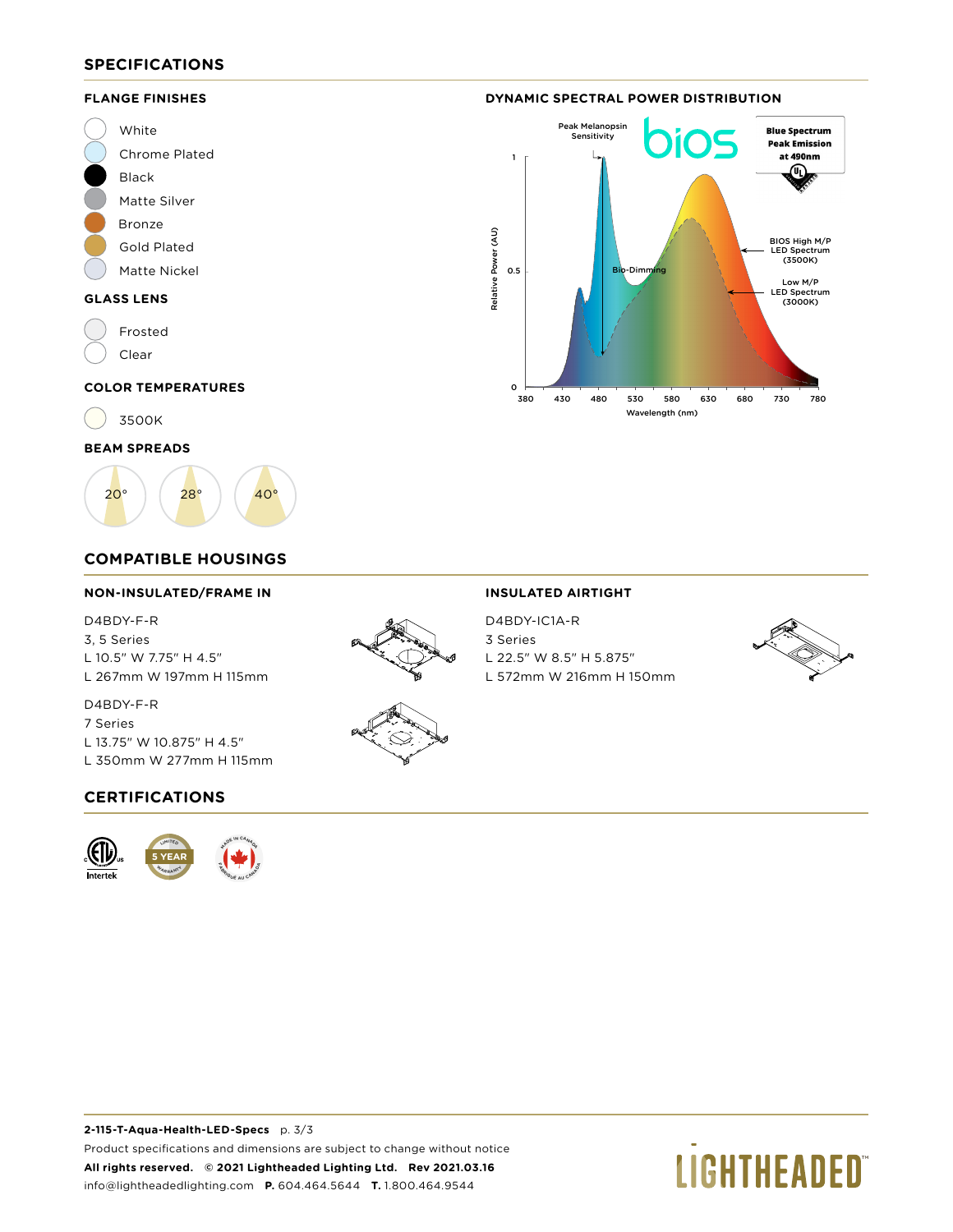## SPECIFICATIONS

### FLANGE FINISHES

- White
- Chrome Plated
- Black
- Matte Silver
- Bronze
- Gold Plated
- Matte Nickel

### GLASS LENS

- Frosted
- Clear

### COLOR TEMPERATURES

- 3500K

### BEAM SPREADS

20° 28° 40°

### DYNAMIC SPECTRAL POWER DISTRIBUTION

Peak Melanopsin Sensitivity

bios

Blue Spectrum Peak Emission at 490nm

BIOS High M/P LED Spectrum (3500K)

Bio-Dimming

Low M/P LED Spectrum (3000K)

Relative Power (AU)

1

0.5

0

380 430 480 530 580 630 680 730 780

Wavelength (nm)

## COMPATIBLE HOUSINGS

### NON-INSULATED/FRAME IN

D4BDY-F-R
3, 5 Series
L 10.5" W 7.75" H 4.5"
L 267mm W 197mm H 115mm

D4BDY-F-R
7 Series
L 13.75" W 10.875" H 4.5"
L 350mm W 277mm H 115mm

### INSULATED AIRTIGHT

D4BDY-IC1A-R
3 Series
L 22.5" W 8.5" H 5.875"
L 572mm W 216mm H 150mm

## CERTIFICATIONS

Intertek

5 YEAR LIMITED WARRANTY

MADE IN CANADA / FABRIQUÉ AU CANADA

**2-115-T-Aqua-Health-LED-Specs** p. 3/3
Product specifications and dimensions are subject to change without notice
**All rights reserved. © 2021 Lightheaded Lighting Ltd. Rev 2021.03.16**
info@lightheadedlighting.com **P.** 604.464.5644 **T.** 1.800.464.9544

LIGHTHEADED™